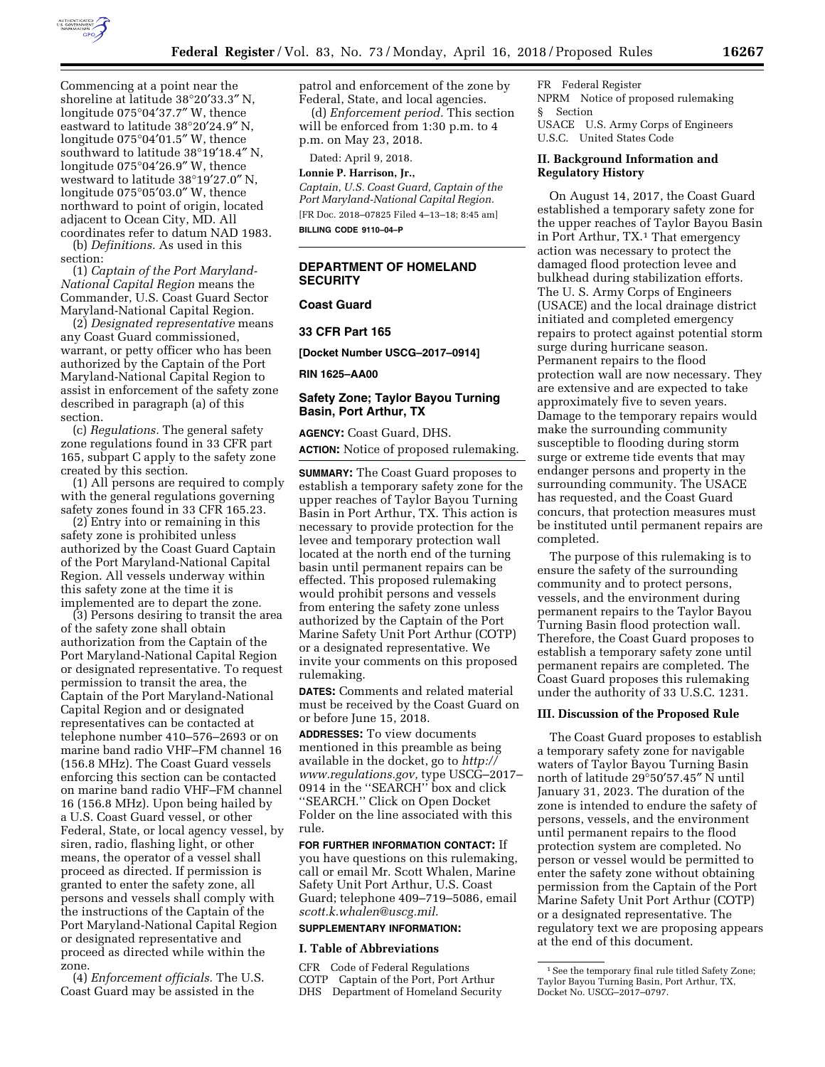Commencing at a point near the shoreline at latitude 38°20′33.3″ N, longitude 075°04′37.7″ W, thence eastward to latitude 38°20′24.9″ N, longitude 075°04′01.5″ W, thence southward to latitude 38°19′18.4″ N, longitude 075°04′26.9″ W, thence westward to latitude 38°19′27.0″ N, longitude 075°05′03.0″ W, thence northward to point of origin, located adjacent to Ocean City, MD. All coordinates refer to datum NAD 1983.

(b) *Definitions.* As used in this section:

(1) *Captain of the Port Maryland-National Capital Region* means the Commander, U.S. Coast Guard Sector Maryland-National Capital Region.

(2) *Designated representative* means any Coast Guard commissioned, warrant, or petty officer who has been authorized by the Captain of the Port Maryland-National Capital Region to assist in enforcement of the safety zone described in paragraph (a) of this section.

(c) *Regulations.* The general safety zone regulations found in 33 CFR part 165, subpart C apply to the safety zone created by this section.

(1) All persons are required to comply with the general regulations governing safety zones found in 33 CFR 165.23.

(2) Entry into or remaining in this safety zone is prohibited unless authorized by the Coast Guard Captain of the Port Maryland-National Capital Region. All vessels underway within this safety zone at the time it is implemented are to depart the zone.

(3) Persons desiring to transit the area of the safety zone shall obtain authorization from the Captain of the Port Maryland-National Capital Region or designated representative. To request permission to transit the area, the Captain of the Port Maryland-National Capital Region and or designated representatives can be contacted at telephone number 410–576–2693 or on marine band radio VHF–FM channel 16 (156.8 MHz). The Coast Guard vessels enforcing this section can be contacted on marine band radio VHF–FM channel 16 (156.8 MHz). Upon being hailed by a U.S. Coast Guard vessel, or other Federal, State, or local agency vessel, by siren, radio, flashing light, or other means, the operator of a vessel shall proceed as directed. If permission is granted to enter the safety zone, all persons and vessels shall comply with the instructions of the Captain of the Port Maryland-National Capital Region or designated representative and proceed as directed while within the zone.

(4) *Enforcement officials.* The U.S. Coast Guard may be assisted in the patrol and enforcement of the zone by Federal, State, and local agencies.

(d) *Enforcement period.* This section will be enforced from 1:30 p.m. to 4 p.m. on May 23, 2018.

Dated: April 9, 2018.

**Lonnie P. Harrison, Jr.,**

*Captain, U.S. Coast Guard, Captain of the Port Maryland-National Capital Region.*

[FR Doc. 2018–07825 Filed 4–13–18; 8:45 am]

**BILLING CODE 9110–04–P**

---

**DEPARTMENT OF HOMELAND SECURITY**

**Coast Guard**

**33 CFR Part 165**

**[Docket Number USCG–2017–0914]**

**RIN 1625–AA00**

## Safety Zone; Taylor Bayou Turning Basin, Port Arthur, TX

**AGENCY:** Coast Guard, DHS.

**ACTION:** Notice of proposed rulemaking.

**SUMMARY:** The Coast Guard proposes to establish a temporary safety zone for the upper reaches of Taylor Bayou Turning Basin in Port Arthur, TX. This action is necessary to provide protection for the levee and temporary protection wall located at the north end of the turning basin until permanent repairs can be effected. This proposed rulemaking would prohibit persons and vessels from entering the safety zone unless authorized by the Captain of the Port Marine Safety Unit Port Arthur (COTP) or a designated representative. We invite your comments on this proposed rulemaking.

**DATES:** Comments and related material must be received by the Coast Guard on or before June 15, 2018.

**ADDRESSES:** To view documents mentioned in this preamble as being available in the docket, go to *http://www.regulations.gov,* type USCG–2017–0914 in the ''SEARCH'' box and click ''SEARCH.'' Click on Open Docket Folder on the line associated with this rule.

**FOR FURTHER INFORMATION CONTACT:** If you have questions on this rulemaking, call or email Mr. Scott Whalen, Marine Safety Unit Port Arthur, U.S. Coast Guard; telephone 409–719–5086, email *scott.k.whalen@uscg.mil.*

**SUPPLEMENTARY INFORMATION:**

### I. Table of Abbreviations

CFR Code of Federal Regulations
COTP Captain of the Port, Port Arthur
DHS Department of Homeland Security
FR Federal Register
NPRM Notice of proposed rulemaking
§ Section
USACE U.S. Army Corps of Engineers
U.S.C. United States Code

### II. Background Information and Regulatory History

On August 14, 2017, the Coast Guard established a temporary safety zone for the upper reaches of Taylor Bayou Basin in Port Arthur, TX.[1] That emergency action was necessary to protect the damaged flood protection levee and bulkhead during stabilization efforts. The U. S. Army Corps of Engineers (USACE) and the local drainage district initiated and completed emergency repairs to protect against potential storm surge during hurricane season. Permanent repairs to the flood protection wall are now necessary. They are extensive and are expected to take approximately five to seven years. Damage to the temporary repairs would make the surrounding community susceptible to flooding during storm surge or extreme tide events that may endanger persons and property in the surrounding community. The USACE has requested, and the Coast Guard concurs, that protection measures must be instituted until permanent repairs are completed.

The purpose of this rulemaking is to ensure the safety of the surrounding community and to protect persons, vessels, and the environment during permanent repairs to the Taylor Bayou Turning Basin flood protection wall. Therefore, the Coast Guard proposes to establish a temporary safety zone until permanent repairs are completed. The Coast Guard proposes this rulemaking under the authority of 33 U.S.C. 1231.

### III. Discussion of the Proposed Rule

The Coast Guard proposes to establish a temporary safety zone for navigable waters of Taylor Bayou Turning Basin north of latitude 29°50′57.45″ N until January 31, 2023. The duration of the zone is intended to endure the safety of persons, vessels, and the environment until permanent repairs to the flood protection system are completed. No person or vessel would be permitted to enter the safety zone without obtaining permission from the Captain of the Port Marine Safety Unit Port Arthur (COTP) or a designated representative. The regulatory text we are proposing appears at the end of this document.

[1] See the temporary final rule titled Safety Zone; Taylor Bayou Turning Basin, Port Arthur, TX, Docket No. USCG–2017–0797.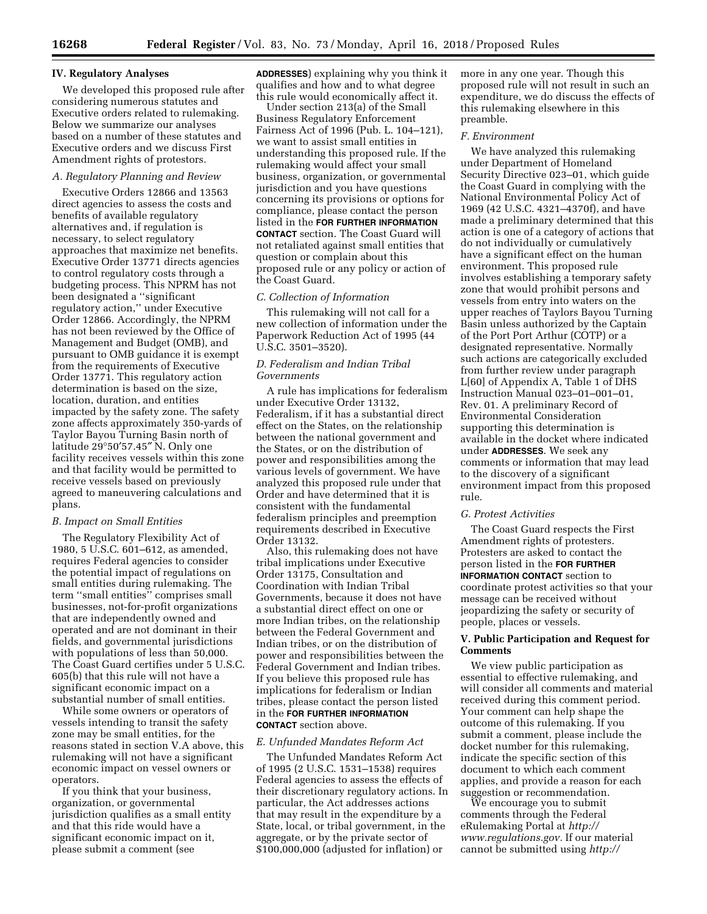## IV. Regulatory Analyses

We developed this proposed rule after considering numerous statutes and Executive orders related to rulemaking. Below we summarize our analyses based on a number of these statutes and Executive orders and we discuss First Amendment rights of protestors.

### A. Regulatory Planning and Review

Executive Orders 12866 and 13563 direct agencies to assess the costs and benefits of available regulatory alternatives and, if regulation is necessary, to select regulatory approaches that maximize net benefits. Executive Order 13771 directs agencies to control regulatory costs through a budgeting process. This NPRM has not been designated a ''significant regulatory action,'' under Executive Order 12866. Accordingly, the NPRM has not been reviewed by the Office of Management and Budget (OMB), and pursuant to OMB guidance it is exempt from the requirements of Executive Order 13771. This regulatory action determination is based on the size, location, duration, and entities impacted by the safety zone. The safety zone affects approximately 350-yards of Taylor Bayou Turning Basin north of latitude 29°50′57.45″ N. Only one facility receives vessels within this zone and that facility would be permitted to receive vessels based on previously agreed to maneuvering calculations and plans.

### B. Impact on Small Entities

The Regulatory Flexibility Act of 1980, 5 U.S.C. 601–612, as amended, requires Federal agencies to consider the potential impact of regulations on small entities during rulemaking. The term ''small entities'' comprises small businesses, not-for-profit organizations that are independently owned and operated and are not dominant in their fields, and governmental jurisdictions with populations of less than 50,000. The Coast Guard certifies under 5 U.S.C. 605(b) that this rule will not have a significant economic impact on a substantial number of small entities.

While some owners or operators of vessels intending to transit the safety zone may be small entities, for the reasons stated in section V.A above, this rulemaking will not have a significant economic impact on vessel owners or operators.

If you think that your business, organization, or governmental jurisdiction qualifies as a small entity and that this ride would have a significant economic impact on it, please submit a comment (see **ADDRESSES**) explaining why you think it qualifies and how and to what degree this rule would economically affect it.

Under section 213(a) of the Small Business Regulatory Enforcement Fairness Act of 1996 (Pub. L. 104–121), we want to assist small entities in understanding this proposed rule. If the rulemaking would affect your small business, organization, or governmental jurisdiction and you have questions concerning its provisions or options for compliance, please contact the person listed in the **FOR FURTHER INFORMATION CONTACT** section. The Coast Guard will not retaliated against small entities that question or complain about this proposed rule or any policy or action of the Coast Guard.

### C. Collection of Information

This rulemaking will not call for a new collection of information under the Paperwork Reduction Act of 1995 (44 U.S.C. 3501–3520).

### D. Federalism and Indian Tribal Governments

A rule has implications for federalism under Executive Order 13132, Federalism, if it has a substantial direct effect on the States, on the relationship between the national government and the States, or on the distribution of power and responsibilities among the various levels of government. We have analyzed this proposed rule under that Order and have determined that it is consistent with the fundamental federalism principles and preemption requirements described in Executive Order 13132.

Also, this rulemaking does not have tribal implications under Executive Order 13175, Consultation and Coordination with Indian Tribal Governments, because it does not have a substantial direct effect on one or more Indian tribes, on the relationship between the Federal Government and Indian tribes, or on the distribution of power and responsibilities between the Federal Government and Indian tribes. If you believe this proposed rule has implications for federalism or Indian tribes, please contact the person listed in the **FOR FURTHER INFORMATION CONTACT** section above.

### E. Unfunded Mandates Reform Act

The Unfunded Mandates Reform Act of 1995 (2 U.S.C. 1531–1538) requires Federal agencies to assess the effects of their discretionary regulatory actions. In particular, the Act addresses actions that may result in the expenditure by a State, local, or tribal government, in the aggregate, or by the private sector of $100,000,000 (adjusted for inflation) or more in any one year. Though this proposed rule will not result in such an expenditure, we do discuss the effects of this rulemaking elsewhere in this preamble.

### F. Environment

We have analyzed this rulemaking under Department of Homeland Security Directive 023–01, which guide the Coast Guard in complying with the National Environmental Policy Act of 1969 (42 U.S.C. 4321–4370f), and have made a preliminary determined that this action is one of a category of actions that do not individually or cumulatively have a significant effect on the human environment. This proposed rule involves establishing a temporary safety zone that would prohibit persons and vessels from entry into waters on the upper reaches of Taylors Bayou Turning Basin unless authorized by the Captain of the Port Port Arthur (COTP) or a designated representative. Normally such actions are categorically excluded from further review under paragraph L[60] of Appendix A, Table 1 of DHS Instruction Manual 023–01–001–01, Rev. 01. A preliminary Record of Environmental Consideration supporting this determination is available in the docket where indicated under **ADDRESSES**. We seek any comments or information that may lead to the discovery of a significant environment impact from this proposed rule.

### G. Protest Activities

The Coast Guard respects the First Amendment rights of protesters. Protesters are asked to contact the person listed in the **FOR FURTHER INFORMATION CONTACT** section to coordinate protest activities so that your message can be received without jeopardizing the safety or security of people, places or vessels.

## V. Public Participation and Request for Comments

We view public participation as essential to effective rulemaking, and will consider all comments and material received during this comment period. Your comment can help shape the outcome of this rulemaking. If you submit a comment, please include the docket number for this rulemaking, indicate the specific section of this document to which each comment applies, and provide a reason for each suggestion or recommendation.

We encourage you to submit comments through the Federal eRulemaking Portal at *http://www.regulations.gov.* If our material cannot be submitted using *http://*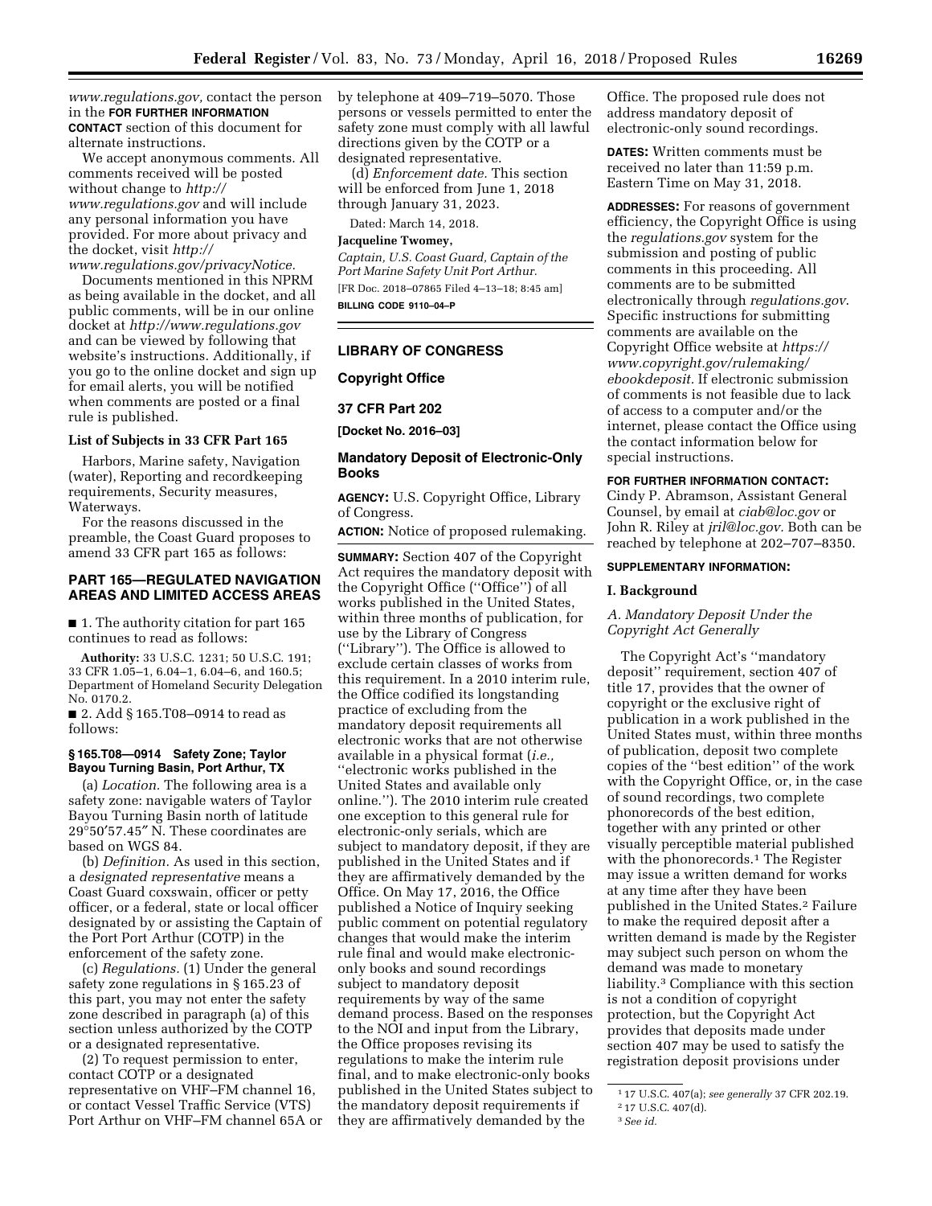*www.regulations.gov,* contact the person in the **FOR FURTHER INFORMATION CONTACT** section of this document for alternate instructions.

We accept anonymous comments. All comments received will be posted without change to *http://www.regulations.gov* and will include any personal information you have provided. For more about privacy and the docket, visit *http://www.regulations.gov/privacyNotice.*

Documents mentioned in this NPRM as being available in the docket, and all public comments, will be in our online docket at *http://www.regulations.gov* and can be viewed by following that website's instructions. Additionally, if you go to the online docket and sign up for email alerts, you will be notified when comments are posted or a final rule is published.

### List of Subjects in 33 CFR Part 165

Harbors, Marine safety, Navigation (water), Reporting and recordkeeping requirements, Security measures, Waterways.

For the reasons discussed in the preamble, the Coast Guard proposes to amend 33 CFR part 165 as follows:

## PART 165—REGULATED NAVIGATION AREAS AND LIMITED ACCESS AREAS

■ 1. The authority citation for part 165 continues to read as follows:

**Authority:** 33 U.S.C. 1231; 50 U.S.C. 191; 33 CFR 1.05–1, 6.04–1, 6.04–6, and 160.5; Department of Homeland Security Delegation No. 0170.2.

■ 2. Add § 165.T08–0914 to read as follows:

### § 165.T08—0914 Safety Zone; Taylor Bayou Turning Basin, Port Arthur, TX

(a) *Location.* The following area is a safety zone: navigable waters of Taylor Bayou Turning Basin north of latitude 29°50′57.45″ N. These coordinates are based on WGS 84.

(b) *Definition.* As used in this section, a *designated representative* means a Coast Guard coxswain, officer or petty officer, or a federal, state or local officer designated by or assisting the Captain of the Port Port Arthur (COTP) in the enforcement of the safety zone.

(c) *Regulations.* (1) Under the general safety zone regulations in § 165.23 of this part, you may not enter the safety zone described in paragraph (a) of this section unless authorized by the COTP or a designated representative.

(2) To request permission to enter, contact COTP or a designated representative on VHF–FM channel 16, or contact Vessel Traffic Service (VTS) Port Arthur on VHF–FM channel 65A or by telephone at 409–719–5070. Those persons or vessels permitted to enter the safety zone must comply with all lawful directions given by the COTP or a designated representative.

(d) *Enforcement date.* This section will be enforced from June 1, 2018 through January 31, 2023.

Dated: March 14, 2018.

**Jacqueline Twomey,**

*Captain, U.S. Coast Guard, Captain of the Port Marine Safety Unit Port Arthur.*

[FR Doc. 2018–07865 Filed 4–13–18; 8:45 am]

**BILLING CODE 9110–04–P**

## LIBRARY OF CONGRESS

## Copyright Office

## 37 CFR Part 202

**[Docket No. 2016–03]**

## Mandatory Deposit of Electronic-Only Books

**AGENCY:** U.S. Copyright Office, Library of Congress.

**ACTION:** Notice of proposed rulemaking.

**SUMMARY:** Section 407 of the Copyright Act requires the mandatory deposit with the Copyright Office (''Office'') of all works published in the United States, within three months of publication, for use by the Library of Congress (''Library''). The Office is allowed to exclude certain classes of works from this requirement. In a 2010 interim rule, the Office codified its longstanding practice of excluding from the mandatory deposit requirements all electronic works that are not otherwise available in a physical format (*i.e.,* ''electronic works published in the United States and available only online.''). The 2010 interim rule created one exception to this general rule for electronic-only serials, which are subject to mandatory deposit, if they are published in the United States and if they are affirmatively demanded by the Office. On May 17, 2016, the Office published a Notice of Inquiry seeking public comment on potential regulatory changes that would make the interim rule final and would make electronic-only books and sound recordings subject to mandatory deposit requirements by way of the same demand process. Based on the responses to the NOI and input from the Library, the Office proposes revising its regulations to make the interim rule final, and to make electronic-only books published in the United States subject to the mandatory deposit requirements if they are affirmatively demanded by the Office. The proposed rule does not address mandatory deposit of electronic-only sound recordings.

**DATES:** Written comments must be received no later than 11:59 p.m. Eastern Time on May 31, 2018.

**ADDRESSES:** For reasons of government efficiency, the Copyright Office is using the *regulations.gov* system for the submission and posting of public comments in this proceeding. All comments are to be submitted electronically through *regulations.gov*. Specific instructions for submitting comments are available on the Copyright Office website at *https://www.copyright.gov/rulemaking/ebookdeposit.* If electronic submission of comments is not feasible due to lack of access to a computer and/or the internet, please contact the Office using the contact information below for special instructions.

**FOR FURTHER INFORMATION CONTACT:** Cindy P. Abramson, Assistant General Counsel, by email at *ciab@loc.gov* or John R. Riley at *jril@loc.gov.* Both can be reached by telephone at 202–707–8350.

**SUPPLEMENTARY INFORMATION:**

### I. Background

#### *A. Mandatory Deposit Under the Copyright Act Generally*

The Copyright Act's ''mandatory deposit'' requirement, section 407 of title 17, provides that the owner of copyright or the exclusive right of publication in a work published in the United States must, within three months of publication, deposit two complete copies of the ''best edition'' of the work with the Copyright Office, or, in the case of sound recordings, two complete phonorecords of the best edition, together with any printed or other visually perceptible material published with the phonorecords.[1] The Register may issue a written demand for works at any time after they have been published in the United States.[2] Failure to make the required deposit after a written demand is made by the Register may subject such person on whom the demand was made to monetary liability.[3] Compliance with this section is not a condition of copyright protection, but the Copyright Act provides that deposits made under section 407 may be used to satisfy the registration deposit provisions under

---

[1] 17 U.S.C. 407(a); *see generally* 37 CFR 202.19.

[2] 17 U.S.C. 407(d).

[3] *See id.*